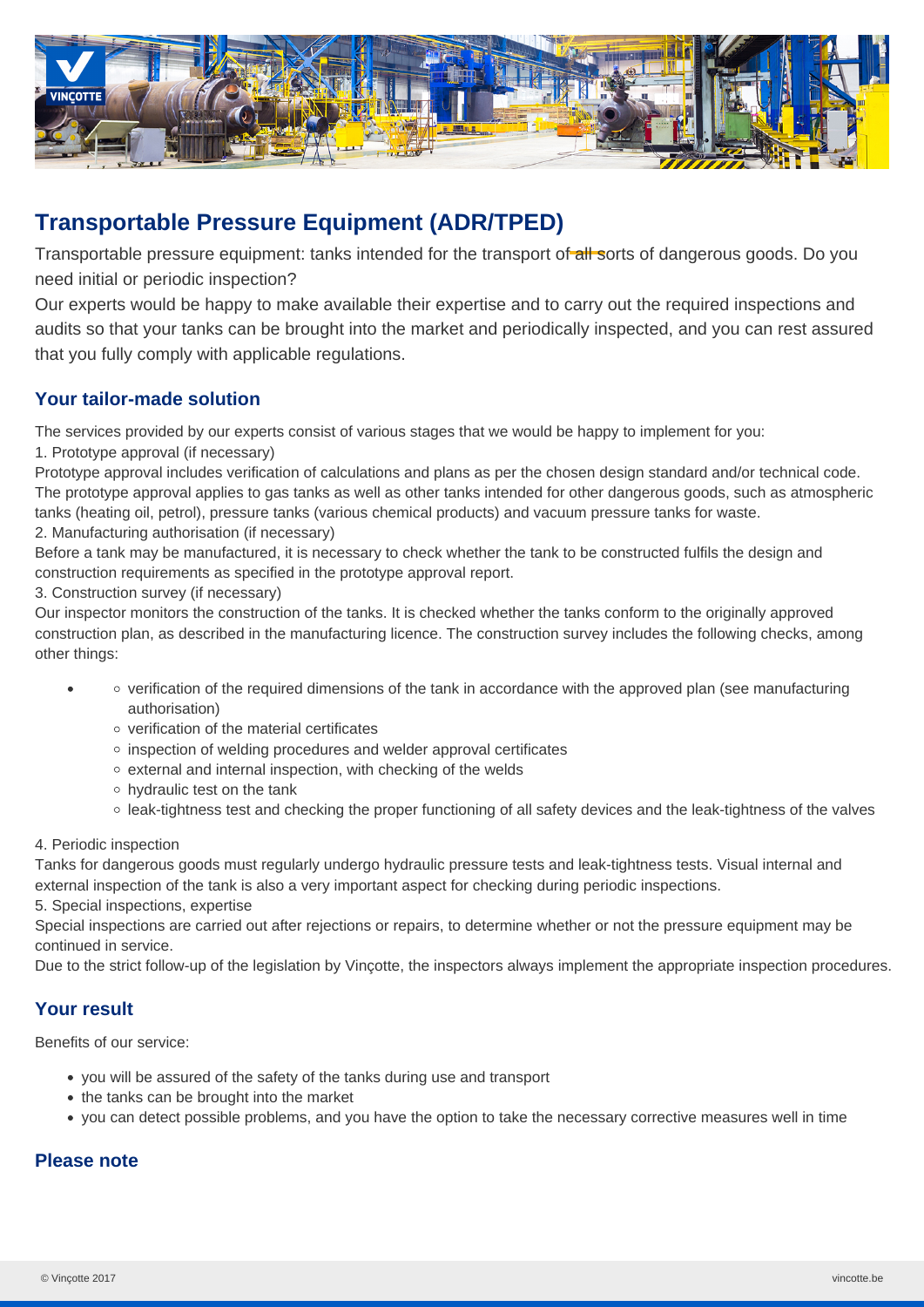# Transportable Pressure Equipment (ADR/TPED)

Transportable pressure equipment: tanks intended for the transport of all sorts of dangerous goods. Do you need initial or periodic inspection?

Our experts would be happy to make available their expertise and to carry out the required inspections and audits so that your tanks can be brought into the market and periodically inspected, and you can rest assured that you fully comply with applicable regulations.

## Your tailor-made solution

The services provided by our experts consist of various stages that we would be happy to implement for you:

1. Prototype approval (if necessary)

Prototype approval includes verification of calculations and plans as per the chosen design standard and/or technical code. The prototype approval applies to gas tanks as well as other tanks intended for other dangerous goods, such as atmospheric tanks (heating oil, petrol), pressure tanks (various chemical products) and vacuum pressure tanks for waste.

2. Manufacturing authorisation (if necessary)

Before a tank may be manufactured, it is necessary to check whether the tank to be constructed fulfils the design and construction requirements as specified in the prototype approval report.

3. Construction survey (if necessary)

Our inspector monitors the construction of the tanks. It is checked whether the tanks conform to the originally approved construction plan, as described in the manufacturing licence. The construction survey includes the following checks, among other things:

- verification of the required dimensions of the tank in accordance with the approved plan (see manufacturing authorisation)
- verification of the material certificates
- inspection of welding procedures and welder approval certificates
- external and internal inspection, with checking of the welds
- hydraulic test on the tank
- leak-tightness test and checking the proper functioning of all safety devices and the leak-tightness of the valves

4. Periodic inspection

Tanks for dangerous goods must regularly undergo hydraulic pressure tests and leak-tightness tests. Visual internal and external inspection of the tank is also a very important aspect for checking during periodic inspections.

5. Special inspections, expertise

Special inspections are carried out after rejections or repairs, to determine whether or not the pressure equipment may be continued in service.

Due to the strict follow-up of the legislation by Vinçotte, the inspectors always implement the appropriate inspection procedures.

## Your result

Benefits of our service:

- you will be assured of the safety of the tanks during use and transport
- the tanks can be brought into the market
- you can detect possible problems, and you have the option to take the necessary corrective measures well in time

## Please note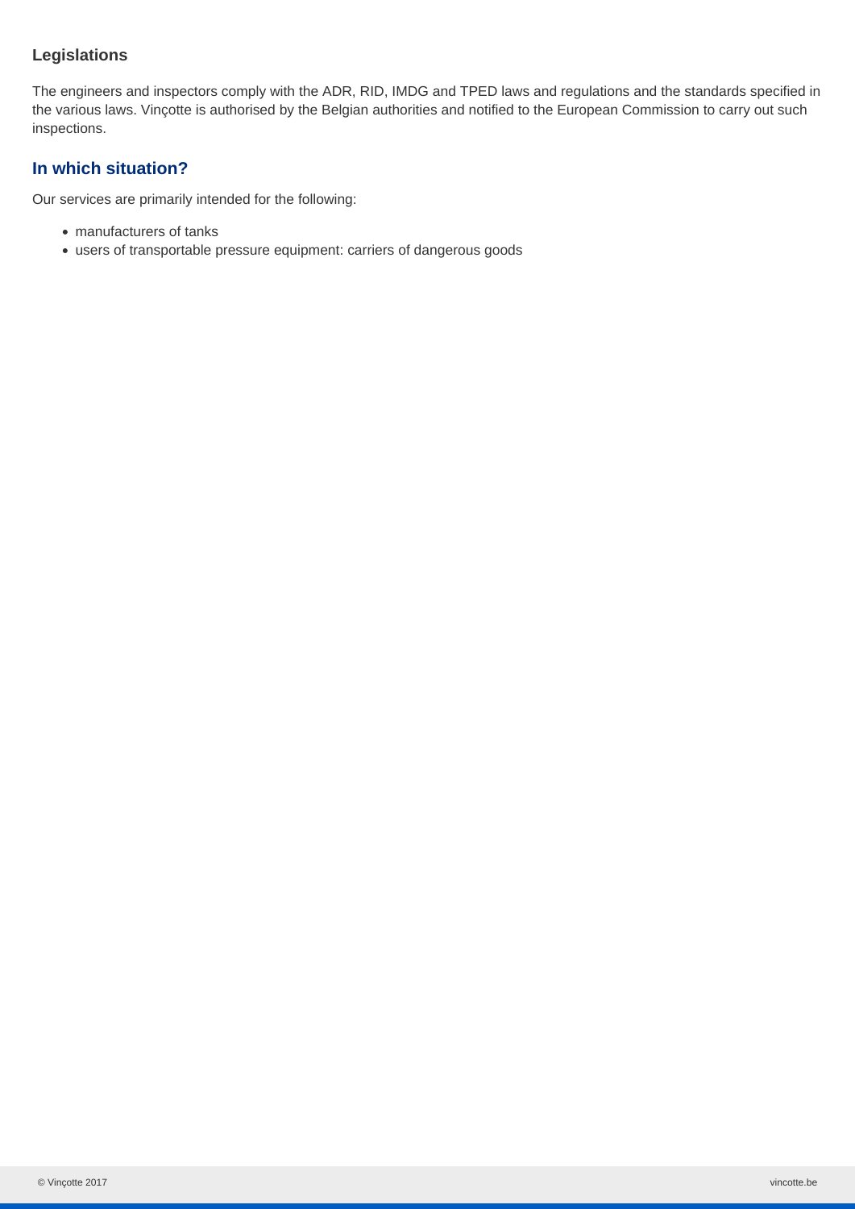### Legislations

The engineers and inspectors comply with the ADR, RID, IMDG and TPED laws and regulations and the standards specified in the various laws. Vinçotte is authorised by the Belgian authorities and notified to the European Commission to carry out such inspections.

## In which situation?

Our services are primarily intended for the following:

- manufacturers of tanks
- users of transportable pressure equipment: carriers of dangerous goods